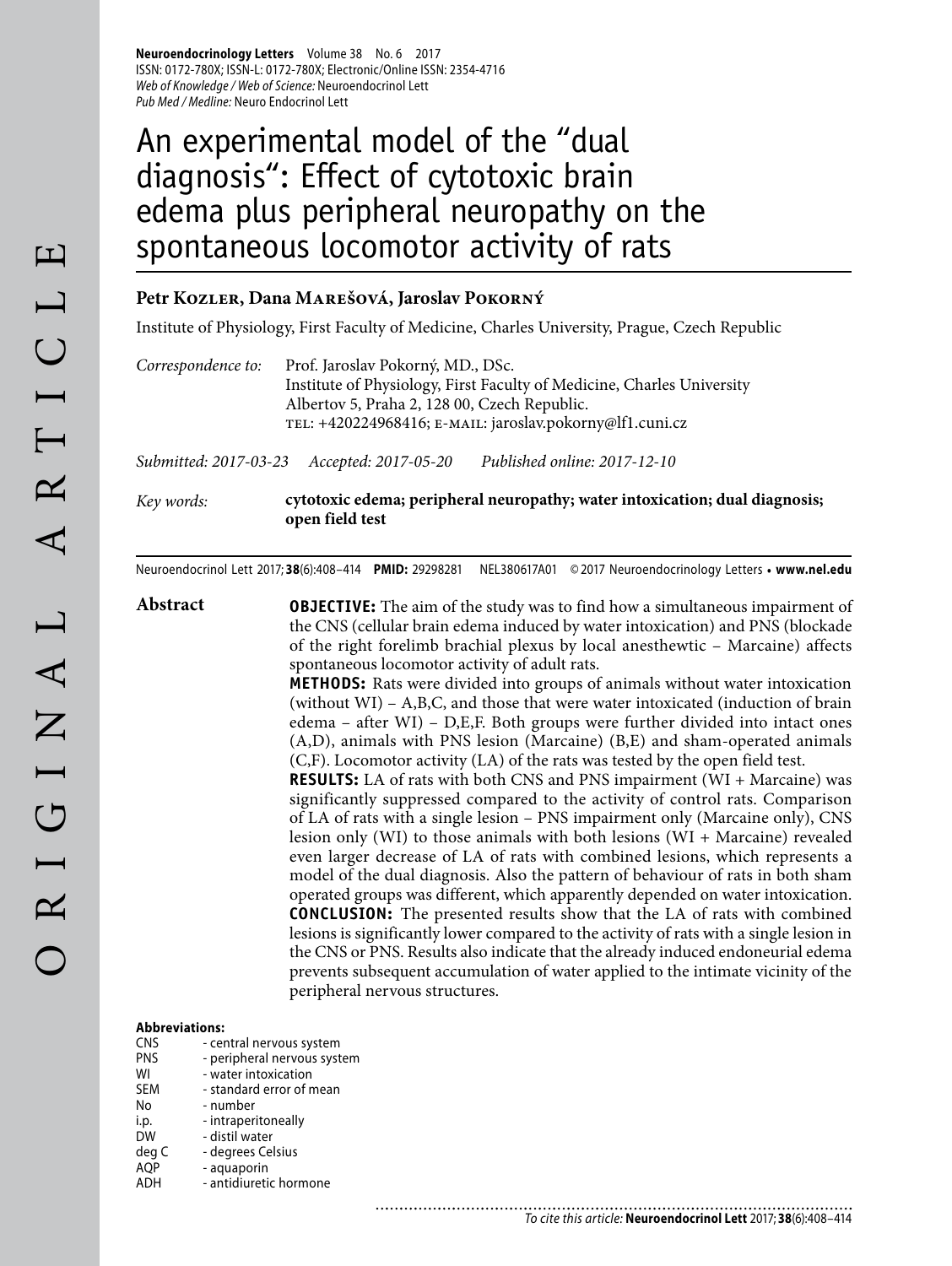# An experimental model of the "dual diagnosis": Effect of cytotoxic brain edema plus peripheral neuropathy on the spontaneous locomotor activity of rats

**Petr Kozler, Dana Marešová, Jaroslav Pokorný**

Institute of Physiology, First Faculty of Medicine, Charles University, Prague, Czech Republic

*Correspondence to:* Prof. Jaroslav Pokorný, MD., DSc.
Institute of Physiology, First Faculty of Medicine, Charles University
Albertov 5, Praha 2, 128 00, Czech Republic.
TEL: +420224968416; E-MAIL: jaroslav.pokorny@lf1.cuni.cz

*Submitted: 2017-03-23* *Accepted: 2017-05-20* *Published online: 2017-12-10*

*Key words:* **cytotoxic edema; peripheral neuropathy; water intoxication; dual diagnosis; open field test**

Neuroendocrinol Lett 2017; **38**(6):408–414 **PMID:** 29298281 NEL380617A01 © 2017 Neuroendocrinology Letters • **www.nel.edu**

## Abstract

**OBJECTIVE:** The aim of the study was to find how a simultaneous impairment of the CNS (cellular brain edema induced by water intoxication) and PNS (blockade of the right forelimb brachial plexus by local anesthewtic – Marcaine) affects spontaneous locomotor activity of adult rats.

**METHODS:** Rats were divided into groups of animals without water intoxication (without WI) – A,B,C, and those that were water intoxicated (induction of brain edema – after WI) – D,E,F. Both groups were further divided into intact ones (A,D), animals with PNS lesion (Marcaine) (B,E) and sham-operated animals (C,F). Locomotor activity (LA) of the rats was tested by the open field test.

**RESULTS:** LA of rats with both CNS and PNS impairment (WI + Marcaine) was significantly suppressed compared to the activity of control rats. Comparison of LA of rats with a single lesion – PNS impairment only (Marcaine only), CNS lesion only (WI) to those animals with both lesions (WI + Marcaine) revealed even larger decrease of LA of rats with combined lesions, which represents a model of the dual diagnosis. Also the pattern of behaviour of rats in both sham operated groups was different, which apparently depended on water intoxication.

**CONCLUSION:** The presented results show that the LA of rats with combined lesions is significantly lower compared to the activity of rats with a single lesion in the CNS or PNS. Results also indicate that the already induced endoneurial edema prevents subsequent accumulation of water applied to the intimate vicinity of the peripheral nervous structures.

**Abbreviations:**

| | |
|---|---|
| CNS | - central nervous system |
| PNS | - peripheral nervous system |
| WI | - water intoxication |
| SEM | - standard error of mean |
| No | - number |
| i.p. | - intraperitoneally |
| DW | - distil water |
| deg C | - degrees Celsius |
| AQP | - aquaporin |
| ADH | - antidiuretic hormone |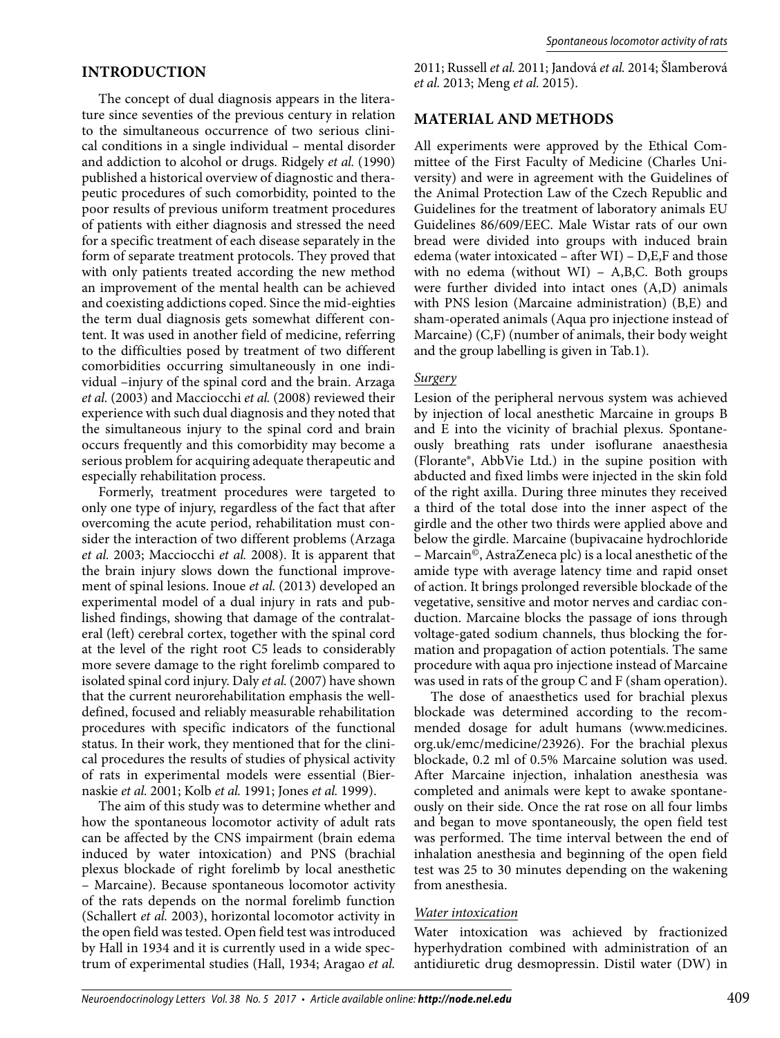## INTRODUCTION

The concept of dual diagnosis appears in the literature since seventies of the previous century in relation to the simultaneous occurrence of two serious clinical conditions in a single individual – mental disorder and addiction to alcohol or drugs. Ridgely *et al.* (1990) published a historical overview of diagnostic and therapeutic procedures of such comorbidity, pointed to the poor results of previous uniform treatment procedures of patients with either diagnosis and stressed the need for a specific treatment of each disease separately in the form of separate treatment protocols. They proved that with only patients treated according the new method an improvement of the mental health can be achieved and coexisting addictions coped. Since the mid-eighties the term dual diagnosis gets somewhat different content. It was used in another field of medicine, referring to the difficulties posed by treatment of two different comorbidities occurring simultaneously in one individual –injury of the spinal cord and the brain. Arzaga *et al.* (2003) and Macciocchi *et al.* (2008) reviewed their experience with such dual diagnosis and they noted that the simultaneous injury to the spinal cord and brain occurs frequently and this comorbidity may become a serious problem for acquiring adequate therapeutic and especially rehabilitation process.

Formerly, treatment procedures were targeted to only one type of injury, regardless of the fact that after overcoming the acute period, rehabilitation must consider the interaction of two different problems (Arzaga *et al.* 2003; Macciocchi *et al.* 2008). It is apparent that the brain injury slows down the functional improvement of spinal lesions. Inoue *et al.* (2013) developed an experimental model of a dual injury in rats and published findings, showing that damage of the contralateral (left) cerebral cortex, together with the spinal cord at the level of the right root C5 leads to considerably more severe damage to the right forelimb compared to isolated spinal cord injury. Daly *et al.* (2007) have shown that the current neurorehabilitation emphasis the well-defined, focused and reliably measurable rehabilitation procedures with specific indicators of the functional status. In their work, they mentioned that for the clinical procedures the results of studies of physical activity of rats in experimental models were essential (Biernaskie *et al.* 2001; Kolb *et al.* 1991; Jones *et al.* 1999).

The aim of this study was to determine whether and how the spontaneous locomotor activity of adult rats can be affected by the CNS impairment (brain edema induced by water intoxication) and PNS (brachial plexus blockade of right forelimb by local anesthetic – Marcaine). Because spontaneous locomotor activity of the rats depends on the normal forelimb function (Schallert *et al.* 2003), horizontal locomotor activity in the open field was tested. Open field test was introduced by Hall in 1934 and it is currently used in a wide spectrum of experimental studies (Hall, 1934; Aragao *et al.* 2011; Russell *et al.* 2011; Jandová *et al.* 2014; Šlamberová *et al.* 2013; Meng *et al.* 2015).

## MATERIAL AND METHODS

All experiments were approved by the Ethical Committee of the First Faculty of Medicine (Charles University) and were in agreement with the Guidelines of the Animal Protection Law of the Czech Republic and Guidelines for the treatment of laboratory animals EU Guidelines 86/609/EEC. Male Wistar rats of our own bread were divided into groups with induced brain edema (water intoxicated – after WI) – D,E,F and those with no edema (without WI) – A,B,C. Both groups were further divided into intact ones (A,D) animals with PNS lesion (Marcaine administration) (B,E) and sham-operated animals (Aqua pro injectione instead of Marcaine) (C,F) (number of animals, their body weight and the group labelling is given in Tab.1).

### *Surgery*

Lesion of the peripheral nervous system was achieved by injection of local anesthetic Marcaine in groups B and E into the vicinity of brachial plexus. Spontaneously breathing rats under isoflurane anaesthesia (Florante®, AbbVie Ltd.) in the supine position with abducted and fixed limbs were injected in the skin fold of the right axilla. During three minutes they received a third of the total dose into the inner aspect of the girdle and the other two thirds were applied above and below the girdle. Marcaine (bupivacaine hydrochloride – Marcain©, AstraZeneca plc) is a local anesthetic of the amide type with average latency time and rapid onset of action. It brings prolonged reversible blockade of the vegetative, sensitive and motor nerves and cardiac conduction. Marcaine blocks the passage of ions through voltage-gated sodium channels, thus blocking the formation and propagation of action potentials. The same procedure with aqua pro injectione instead of Marcaine was used in rats of the group C and F (sham operation).

The dose of anaesthetics used for brachial plexus blockade was determined according to the recommended dosage for adult humans (www.medicines.org.uk/emc/medicine/23926). For the brachial plexus blockade, 0.2 ml of 0.5% Marcaine solution was used. After Marcaine injection, inhalation anesthesia was completed and animals were kept to awake spontaneously on their side. Once the rat rose on all four limbs and began to move spontaneously, the open field test was performed. The time interval between the end of inhalation anesthesia and beginning of the open field test was 25 to 30 minutes depending on the wakening from anesthesia.

### *Water intoxication*

Water intoxication was achieved by fractionized hyperhydration combined with administration of an antidiuretic drug desmopressin. Distil water (DW) in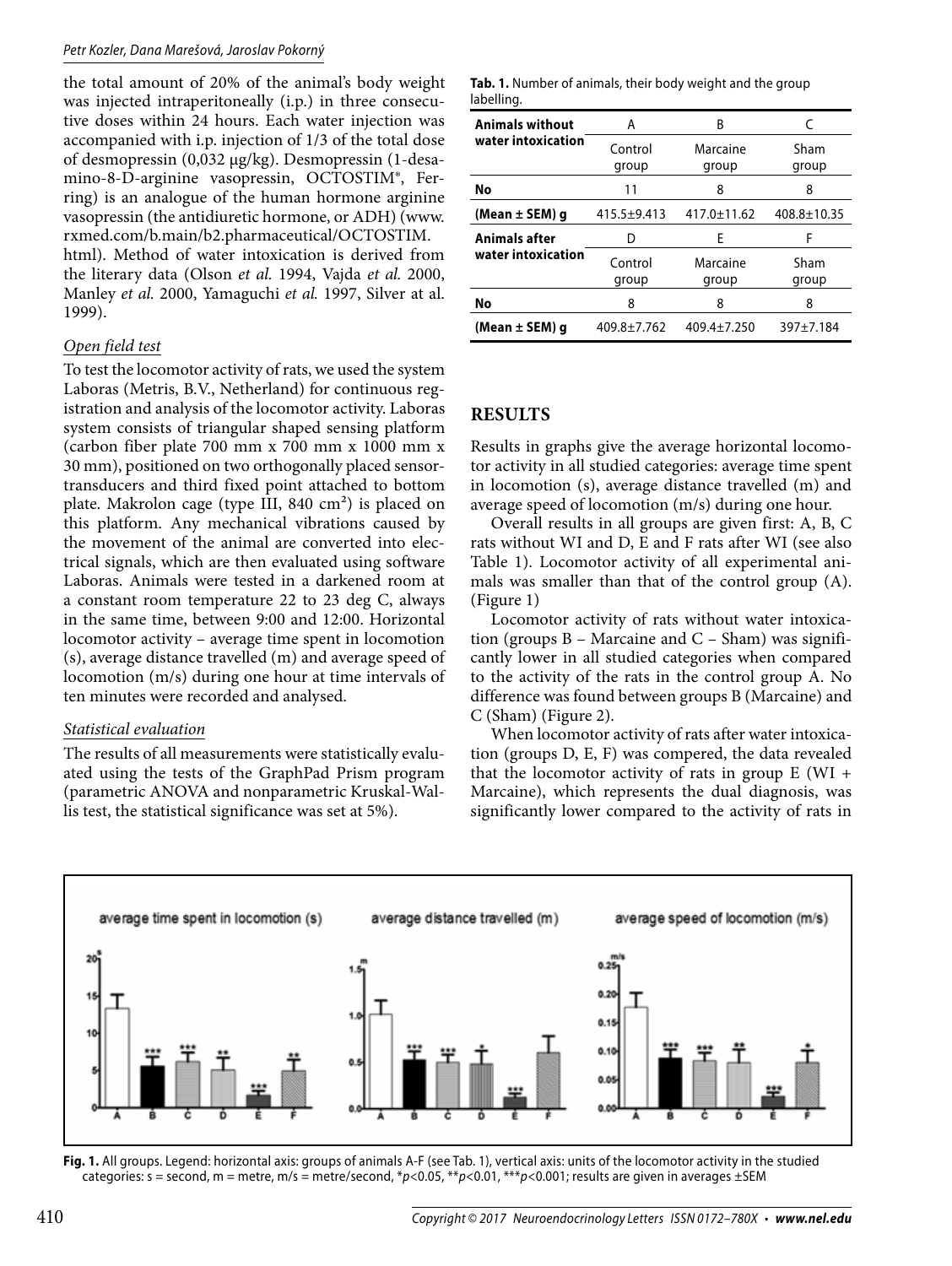the total amount of 20% of the animal's body weight was injected intraperitoneally (i.p.) in three consecutive doses within 24 hours. Each water injection was accompanied with i.p. injection of 1/3 of the total dose of desmopressin (0,032 μg/kg). Desmopressin (1-desamino-8-D-arginine vasopressin, OCTOSTIM®, Ferring) is an analogue of the human hormone arginine vasopressin (the antidiuretic hormone, or ADH) (www.rxmed.com/b.main/b2.pharmaceutical/OCTOSTIM.html). Method of water intoxication is derived from the literary data (Olson *et al.* 1994, Vajda *et al.* 2000, Manley *et al.* 2000, Yamaguchi *et al.* 1997, Silver at al. 1999).

*Open field test*

To test the locomotor activity of rats, we used the system Laboras (Metris, B.V., Netherland) for continuous registration and analysis of the locomotor activity. Laboras system consists of triangular shaped sensing platform (carbon fiber plate 700 mm x 700 mm x 1000 mm x 30 mm), positioned on two orthogonally placed sensor-transducers and third fixed point attached to bottom plate. Makrolon cage (type III, 840 cm²) is placed on this platform. Any mechanical vibrations caused by the movement of the animal are converted into electrical signals, which are then evaluated using software Laboras. Animals were tested in a darkened room at a constant room temperature 22 to 23 deg C, always in the same time, between 9:00 and 12:00. Horizontal locomotor activity – average time spent in locomotion (s), average distance travelled (m) and average speed of locomotion (m/s) during one hour at time intervals of ten minutes were recorded and analysed.

*Statistical evaluation*

The results of all measurements were statistically evaluated using the tests of the GraphPad Prism program (parametric ANOVA and nonparametric Kruskal-Wallis test, the statistical significance was set at 5%).

**Tab. 1.** Number of animals, their body weight and the group labelling.

| **Animals without water intoxication** | A | B | C |
|---|---|---|---|
| | Control group | Marcaine group | Sham group |
| **No** | 11 | 8 | 8 |
| **(Mean ± SEM) g** | 415.5±9.413 | 417.0±11.62 | 408.8±10.35 |
| **Animals after water intoxication** | D | E | F |
| | Control group | Marcaine group | Sham group |
| **No** | 8 | 8 | 8 |
| **(Mean ± SEM) g** | 409.8±7.762 | 409.4±7.250 | 397±7.184 |

## RESULTS

Results in graphs give the average horizontal locomotor activity in all studied categories: average time spent in locomotion (s), average distance travelled (m) and average speed of locomotion (m/s) during one hour.

Overall results in all groups are given first: A, B, C rats without WI and D, E and F rats after WI (see also Table 1). Locomotor activity of all experimental animals was smaller than that of the control group (A). (Figure 1)

Locomotor activity of rats without water intoxication (groups B – Marcaine and C – Sham) was significantly lower in all studied categories when compared to the activity of the rats in the control group A. No difference was found between groups B (Marcaine) and C (Sham) (Figure 2).

When locomotor activity of rats after water intoxication (groups D, E, F) was compered, the data revealed that the locomotor activity of rats in group E (WI + Marcaine), which represents the dual diagnosis, was significantly lower compared to the activity of rats in

**Fig. 1.** All groups. Legend: horizontal axis: groups of animals A-F (see Tab. 1), vertical axis: units of the locomotor activity in the studied categories: s = second, m = metre, m/s = metre/second, *$p<0.05$, **$p<0.01$, ***$p<0.001$; results are given in averages ±SEM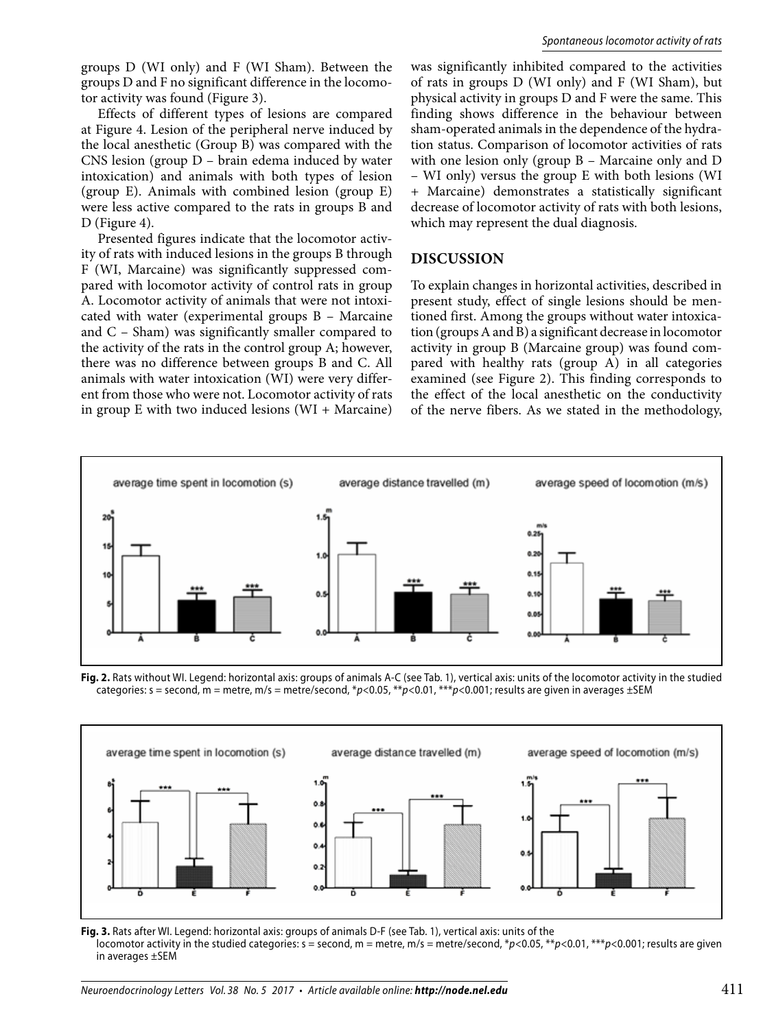groups D (WI only) and F (WI Sham). Between the groups D and F no significant difference in the locomotor activity was found (Figure 3).

Effects of different types of lesions are compared at Figure 4. Lesion of the peripheral nerve induced by the local anesthetic (Group B) was compared with the CNS lesion (group D – brain edema induced by water intoxication) and animals with both types of lesion (group E). Animals with combined lesion (group E) were less active compared to the rats in groups B and D (Figure 4).

Presented figures indicate that the locomotor activity of rats with induced lesions in the groups B through F (WI, Marcaine) was significantly suppressed compared with locomotor activity of control rats in group A. Locomotor activity of animals that were not intoxicated with water (experimental groups B – Marcaine and C – Sham) was significantly smaller compared to the activity of the rats in the control group A; however, there was no difference between groups B and C. All animals with water intoxication (WI) were very different from those who were not. Locomotor activity of rats in group E with two induced lesions (WI + Marcaine) was significantly inhibited compared to the activities of rats in groups D (WI only) and F (WI Sham), but physical activity in groups D and F were the same. This finding shows difference in the behaviour between sham-operated animals in the dependence of the hydration status. Comparison of locomotor activities of rats with one lesion only (group B – Marcaine only and D – WI only) versus the group E with both lesions (WI + Marcaine) demonstrates a statistically significant decrease of locomotor activity of rats with both lesions, which may represent the dual diagnosis.

## DISCUSSION

To explain changes in horizontal activities, described in present study, effect of single lesions should be mentioned first. Among the groups without water intoxication (groups A and B) a significant decrease in locomotor activity in group B (Marcaine group) was found compared with healthy rats (group A) in all categories examined (see Figure 2). This finding corresponds to the effect of the local anesthetic on the conductivity of the nerve fibers. As we stated in the methodology,

**Fig. 2.** Rats without WI. Legend: horizontal axis: groups of animals A-C (see Tab. 1), vertical axis: units of the locomotor activity in the studied categories: s = second, m = metre, m/s = metre/second, \*$p<0.05$, \*\*$p<0.01$, \*\*\*$p<0.001$; results are given in averages ±SEM

**Fig. 3.** Rats after WI. Legend: horizontal axis: groups of animals D-F (see Tab. 1), vertical axis: units of the locomotor activity in the studied categories: s = second, m = metre, m/s = metre/second, \*$p<0.05$, \*\*$p<0.01$, \*\*\*$p<0.001$; results are given in averages ±SEM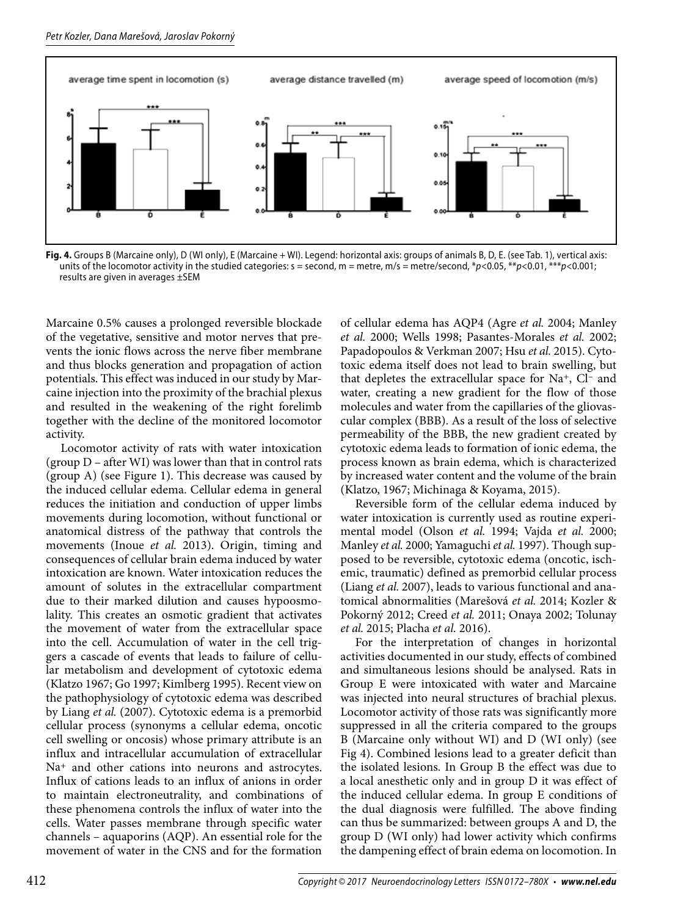**Fig. 4.** Groups B (Marcaine only), D (WI only), E (Marcaine + WI). Legend: horizontal axis: groups of animals B, D, E. (see Tab. 1), vertical axis: units of the locomotor activity in the studied categories: s = second, m = metre, m/s = metre/second, $^{*}p<0.05$, $^{**}p<0.01$, $^{***}p<0.001$; results are given in averages ±SEM

Marcaine 0.5% causes a prolonged reversible blockade of the vegetative, sensitive and motor nerves that prevents the ionic flows across the nerve fiber membrane and thus blocks generation and propagation of action potentials. This effect was induced in our study by Marcaine injection into the proximity of the brachial plexus and resulted in the weakening of the right forelimb together with the decline of the monitored locomotor activity.

Locomotor activity of rats with water intoxication (group D – after WI) was lower than that in control rats (group A) (see Figure 1). This decrease was caused by the induced cellular edema. Cellular edema in general reduces the initiation and conduction of upper limbs movements during locomotion, without functional or anatomical distress of the pathway that controls the movements (Inoue *et al.* 2013). Origin, timing and consequences of cellular brain edema induced by water intoxication are known. Water intoxication reduces the amount of solutes in the extracellular compartment due to their marked dilution and causes hypoosmolality. This creates an osmotic gradient that activates the movement of water from the extracellular space into the cell. Accumulation of water in the cell triggers a cascade of events that leads to failure of cellular metabolism and development of cytotoxic edema (Klatzo 1967; Go 1997; Kimlberg 1995). Recent view on the pathophysiology of cytotoxic edema was described by Liang *et al.* (2007). Cytotoxic edema is a premorbid cellular process (synonyms a cellular edema, oncotic cell swelling or oncosis) whose primary attribute is an influx and intracellular accumulation of extracellular $Na^{+}$ and other cations into neurons and astrocytes. Influx of cations leads to an influx of anions in order to maintain electroneutrality, and combinations of these phenomena controls the influx of water into the cells. Water passes membrane through specific water channels – aquaporins (AQP). An essential role for the movement of water in the CNS and for the formation of cellular edema has AQP4 (Agre *et al.* 2004; Manley *et al.* 2000; Wells 1998; Pasantes-Morales *et al.* 2002; Papadopoulos & Verkman 2007; Hsu *et al.* 2015). Cytotoxic edema itself does not lead to brain swelling, but that depletes the extracellular space for $Na^{+}$, $Cl^{-}$ and water, creating a new gradient for the flow of those molecules and water from the capillaries of the gliovascular complex (BBB). As a result of the loss of selective permeability of the BBB, the new gradient created by cytotoxic edema leads to formation of ionic edema, the process known as brain edema, which is characterized by increased water content and the volume of the brain (Klatzo, 1967; Michinaga & Koyama, 2015).

Reversible form of the cellular edema induced by water intoxication is currently used as routine experimental model (Olson *et al.* 1994; Vajda *et al.* 2000; Manley *et al.* 2000; Yamaguchi *et al.* 1997). Though supposed to be reversible, cytotoxic edema (oncotic, ischemic, traumatic) defined as premorbid cellular process (Liang *et al.* 2007), leads to various functional and anatomical abnormalities (Marešová *et al.* 2014; Kozler & Pokorný 2012; Creed *et al.* 2011; Onaya 2002; Tolunay *et al.* 2015; Placha *et al.* 2016).

For the interpretation of changes in horizontal activities documented in our study, effects of combined and simultaneous lesions should be analysed. Rats in Group E were intoxicated with water and Marcaine was injected into neural structures of brachial plexus. Locomotor activity of those rats was significantly more suppressed in all the criteria compared to the groups B (Marcaine only without WI) and D (WI only) (see Fig 4). Combined lesions lead to a greater deficit than the isolated lesions. In Group B the effect was due to a local anesthetic only and in group D it was effect of the induced cellular edema. In group E conditions of the dual diagnosis were fulfilled. The above finding can thus be summarized: between groups A and D, the group D (WI only) had lower activity which confirms the dampening effect of brain edema on locomotion. In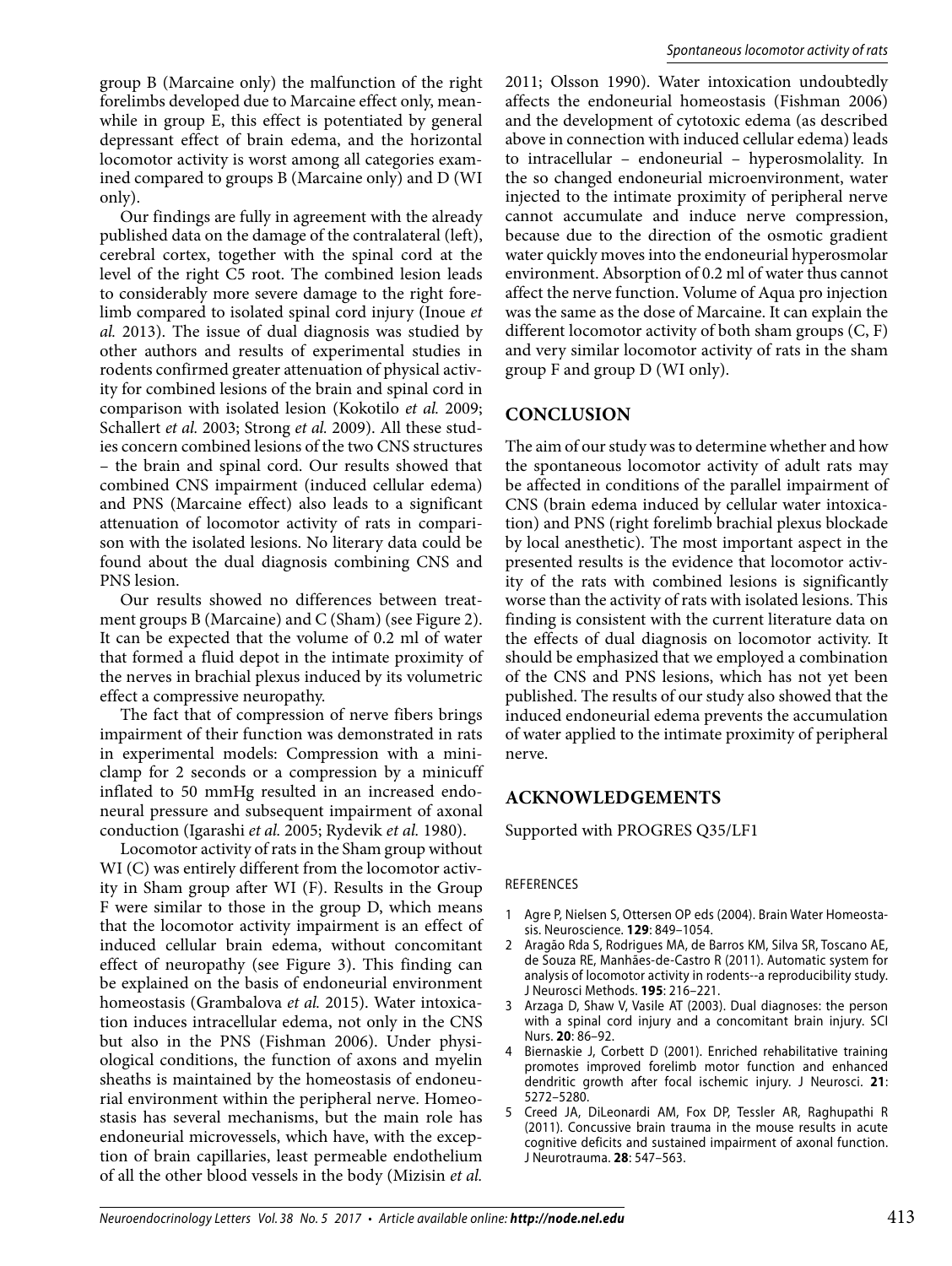group B (Marcaine only) the malfunction of the right forelimbs developed due to Marcaine effect only, meanwhile in group E, this effect is potentiated by general depressant effect of brain edema, and the horizontal locomotor activity is worst among all categories examined compared to groups B (Marcaine only) and D (WI only).

Our findings are fully in agreement with the already published data on the damage of the contralateral (left), cerebral cortex, together with the spinal cord at the level of the right C5 root. The combined lesion leads to considerably more severe damage to the right forelimb compared to isolated spinal cord injury (Inoue *et al.* 2013). The issue of dual diagnosis was studied by other authors and results of experimental studies in rodents confirmed greater attenuation of physical activity for combined lesions of the brain and spinal cord in comparison with isolated lesion (Kokotilo *et al.* 2009; Schallert *et al.* 2003; Strong *et al.* 2009). All these studies concern combined lesions of the two CNS structures – the brain and spinal cord. Our results showed that combined CNS impairment (induced cellular edema) and PNS (Marcaine effect) also leads to a significant attenuation of locomotor activity of rats in comparison with the isolated lesions. No literary data could be found about the dual diagnosis combining CNS and PNS lesion.

Our results showed no differences between treatment groups B (Marcaine) and C (Sham) (see Figure 2). It can be expected that the volume of 0.2 ml of water that formed a fluid depot in the intimate proximity of the nerves in brachial plexus induced by its volumetric effect a compressive neuropathy.

The fact that of compression of nerve fibers brings impairment of their function was demonstrated in rats in experimental models: Compression with a miniclamp for 2 seconds or a compression by a minicuff inflated to 50 mmHg resulted in an increased endoneural pressure and subsequent impairment of axonal conduction (Igarashi *et al.* 2005; Rydevik *et al.* 1980).

Locomotor activity of rats in the Sham group without WI (C) was entirely different from the locomotor activity in Sham group after WI (F). Results in the Group F were similar to those in the group D, which means that the locomotor activity impairment is an effect of induced cellular brain edema, without concomitant effect of neuropathy (see Figure 3). This finding can be explained on the basis of endoneurial environment homeostasis (Grambalova *et al.* 2015). Water intoxication induces intracellular edema, not only in the CNS but also in the PNS (Fishman 2006). Under physiological conditions, the function of axons and myelin sheaths is maintained by the homeostasis of endoneurial environment within the peripheral nerve. Homeostasis has several mechanisms, but the main role has endoneurial microvessels, which have, with the exception of brain capillaries, least permeable endothelium of all the other blood vessels in the body (Mizisin *et al.* 2011; Olsson 1990). Water intoxication undoubtedly affects the endoneurial homeostasis (Fishman 2006) and the development of cytotoxic edema (as described above in connection with induced cellular edema) leads to intracellular – endoneurial – hyperosmolality. In the so changed endoneurial microenvironment, water injected to the intimate proximity of peripheral nerve cannot accumulate and induce nerve compression, because due to the direction of the osmotic gradient water quickly moves into the endoneurial hyperosmolar environment. Absorption of 0.2 ml of water thus cannot affect the nerve function. Volume of Aqua pro injection was the same as the dose of Marcaine. It can explain the different locomotor activity of both sham groups (C, F) and very similar locomotor activity of rats in the sham group F and group D (WI only).

## CONCLUSION

The aim of our study was to determine whether and how the spontaneous locomotor activity of adult rats may be affected in conditions of the parallel impairment of CNS (brain edema induced by cellular water intoxication) and PNS (right forelimb brachial plexus blockade by local anesthetic). The most important aspect in the presented results is the evidence that locomotor activity of the rats with combined lesions is significantly worse than the activity of rats with isolated lesions. This finding is consistent with the current literature data on the effects of dual diagnosis on locomotor activity. It should be emphasized that we employed a combination of the CNS and PNS lesions, which has not yet been published. The results of our study also showed that the induced endoneurial edema prevents the accumulation of water applied to the intimate proximity of peripheral nerve.

## ACKNOWLEDGEMENTS

Supported with PROGRES Q35/LF1

### REFERENCES

1. Agre P, Nielsen S, Ottersen OP eds (2004). Brain Water Homeostasis. Neuroscience. **129**: 849–1054.
2. Aragão Rda S, Rodrigues MA, de Barros KM, Silva SR, Toscano AE, de Souza RE, Manhães-de-Castro R (2011). Automatic system for analysis of locomotor activity in rodents--a reproducibility study. J Neurosci Methods. **195**: 216–221.
3. Arzaga D, Shaw V, Vasile AT (2003). Dual diagnoses: the person with a spinal cord injury and a concomitant brain injury. SCI Nurs. **20**: 86–92.
4. Biernaskie J, Corbett D (2001). Enriched rehabilitative training promotes improved forelimb motor function and enhanced dendritic growth after focal ischemic injury. J Neurosci. **21**: 5272–5280.
5. Creed JA, DiLeonardi AM, Fox DP, Tessler AR, Raghupathi R (2011). Concussive brain trauma in the mouse results in acute cognitive deficits and sustained impairment of axonal function. J Neurotrauma. **28**: 547–563.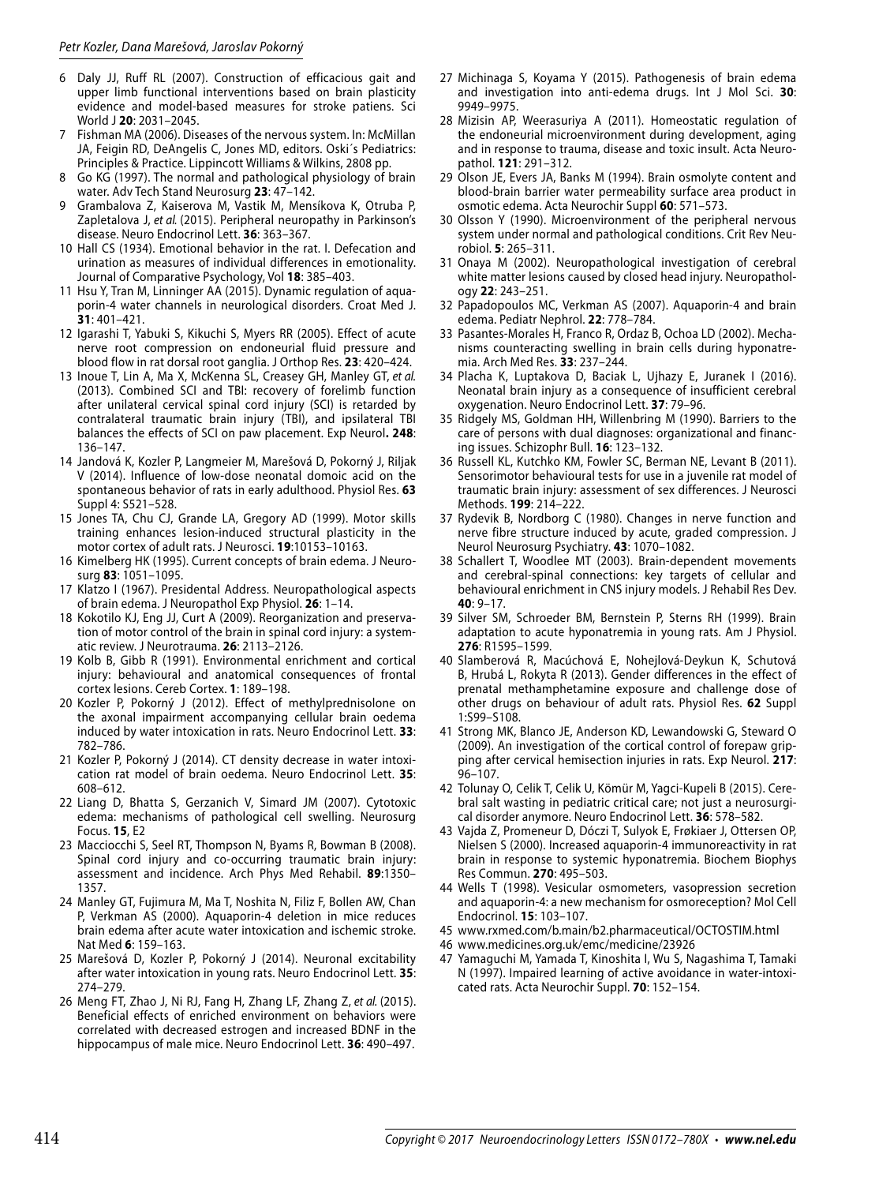6 Daly JJ, Ruff RL (2007). Construction of efficacious gait and upper limb functional interventions based on brain plasticity evidence and model-based measures for stroke patiens. Sci World J **20**: 2031–2045.

7 Fishman MA (2006). Diseases of the nervous system. In: McMillan JA, Feigin RD, DeAngelis C, Jones MD, editors. Oski´s Pediatrics: Principles & Practice. Lippincott Williams & Wilkins, 2808 pp.

8 Go KG (1997). The normal and pathological physiology of brain water. Adv Tech Stand Neurosurg **23**: 47–142.

9 Grambalova Z, Kaiserova M, Vastik M, Mensíkova K, Otruba P, Zapletalova J, *et al.* (2015). Peripheral neuropathy in Parkinson's disease. Neuro Endocrinol Lett. **36**: 363–367.

10 Hall CS (1934). Emotional behavior in the rat. I. Defecation and urination as measures of individual differences in emotionality. Journal of Comparative Psychology, Vol **18**: 385–403.

11 Hsu Y, Tran M, Linninger AA (2015). Dynamic regulation of aquaporin-4 water channels in neurological disorders. Croat Med J. **31**: 401–421.

12 Igarashi T, Yabuki S, Kikuchi S, Myers RR (2005). Effect of acute nerve root compression on endoneurial fluid pressure and blood flow in rat dorsal root ganglia. J Orthop Res. **23**: 420–424.

13 Inoue T, Lin A, Ma X, McKenna SL, Creasey GH, Manley GT, *et al.* (2013). Combined SCI and TBI: recovery of forelimb function after unilateral cervical spinal cord injury (SCI) is retarded by contralateral traumatic brain injury (TBI), and ipsilateral TBI balances the effects of SCI on paw placement. Exp Neurol**. 248**: 136–147.

14 Jandová K, Kozler P, Langmeier M, Marešová D, Pokorný J, Riljak V (2014). Influence of low-dose neonatal domoic acid on the spontaneous behavior of rats in early adulthood. Physiol Res. **63** Suppl 4: S521–528.

15 Jones TA, Chu CJ, Grande LA, Gregory AD (1999). Motor skills training enhances lesion-induced structural plasticity in the motor cortex of adult rats. J Neurosci. **19**:10153–10163.

16 Kimelberg HK (1995). Current concepts of brain edema. J Neurosurg **83**: 1051–1095.

17 Klatzo I (1967). Presidental Address. Neuropathological aspects of brain edema. J Neuropathol Exp Physiol. **26**: 1–14.

18 Kokotilo KJ, Eng JJ, Curt A (2009). Reorganization and preservation of motor control of the brain in spinal cord injury: a systematic review. J Neurotrauma. **26**: 2113–2126.

19 Kolb B, Gibb R (1991). Environmental enrichment and cortical injury: behavioural and anatomical consequences of frontal cortex lesions. Cereb Cortex. **1**: 189–198.

20 Kozler P, Pokorný J (2012). Effect of methylprednisolone on the axonal impairment accompanying cellular brain oedema induced by water intoxication in rats. Neuro Endocrinol Lett. **33**: 782–786.

21 Kozler P, Pokorný J (2014). CT density decrease in water intoxication rat model of brain oedema. Neuro Endocrinol Lett. **35**: 608–612.

22 Liang D, Bhatta S, Gerzanich V, Simard JM (2007). Cytotoxic edema: mechanisms of pathological cell swelling. Neurosurg Focus. **15**, E2

23 Macciocchi S, Seel RT, Thompson N, Byams R, Bowman B (2008). Spinal cord injury and co-occurring traumatic brain injury: assessment and incidence. Arch Phys Med Rehabil. **89**:1350–1357.

24 Manley GT, Fujimura M, Ma T, Noshita N, Filiz F, Bollen AW, Chan P, Verkman AS (2000). Aquaporin-4 deletion in mice reduces brain edema after acute water intoxication and ischemic stroke. Nat Med **6**: 159–163.

25 Marešová D, Kozler P, Pokorný J (2014). Neuronal excitability after water intoxication in young rats. Neuro Endocrinol Lett. **35**: 274–279.

26 Meng FT, Zhao J, Ni RJ, Fang H, Zhang LF, Zhang Z, *et al.* (2015). Beneficial effects of enriched environment on behaviors were correlated with decreased estrogen and increased BDNF in the hippocampus of male mice. Neuro Endocrinol Lett. **36**: 490–497.

27 Michinaga S, Koyama Y (2015). Pathogenesis of brain edema and investigation into anti-edema drugs. Int J Mol Sci. **30**: 9949–9975.

28 Mizisin AP, Weerasuriya A (2011). Homeostatic regulation of the endoneurial microenvironment during development, aging and in response to trauma, disease and toxic insult. Acta Neuropathol. **121**: 291–312.

29 Olson JE, Evers JA, Banks M (1994). Brain osmolyte content and blood-brain barrier water permeability surface area product in osmotic edema. Acta Neurochir Suppl **60**: 571–573.

30 Olsson Y (1990). Microenvironment of the peripheral nervous system under normal and pathological conditions. Crit Rev Neurobiol. **5**: 265–311.

31 Onaya M (2002). Neuropathological investigation of cerebral white matter lesions caused by closed head injury. Neuropathology **22**: 243–251.

32 Papadopoulos MC, Verkman AS (2007). Aquaporin-4 and brain edema. Pediatr Nephrol. **22**: 778–784.

33 Pasantes-Morales H, Franco R, Ordaz B, Ochoa LD (2002). Mechanisms counteracting swelling in brain cells during hyponatremia. Arch Med Res. **33**: 237–244.

34 Placha K, Luptakova D, Baciak L, Ujhazy E, Juranek I (2016). Neonatal brain injury as a consequence of insufficient cerebral oxygenation. Neuro Endocrinol Lett. **37**: 79–96.

35 Ridgely MS, Goldman HH, Willenbring M (1990). Barriers to the care of persons with dual diagnoses: organizational and financing issues. Schizophr Bull. **16**: 123–132.

36 Russell KL, Kutchko KM, Fowler SC, Berman NE, Levant B (2011). Sensorimotor behavioural tests for use in a juvenile rat model of traumatic brain injury: assessment of sex differences. J Neurosci Methods. **199**: 214–222.

37 Rydevik B, Nordborg C (1980). Changes in nerve function and nerve fibre structure induced by acute, graded compression. J Neurol Neurosurg Psychiatry. **43**: 1070–1082.

38 Schallert T, Woodlee MT (2003). Brain-dependent movements and cerebral-spinal connections: key targets of cellular and behavioural enrichment in CNS injury models. J Rehabil Res Dev. **40**: 9–17.

39 Silver SM, Schroeder BM, Bernstein P, Sterns RH (1999). Brain adaptation to acute hyponatremia in young rats. Am J Physiol. **276**: R1595–1599.

40 Slamberová R, Macúchová E, Nohejlová-Deykun K, Schutová B, Hrubá L, Rokyta R (2013). Gender differences in the effect of prenatal methamphetamine exposure and challenge dose of other drugs on behaviour of adult rats. Physiol Res. **62** Suppl 1:S99–S108.

41 Strong MK, Blanco JE, Anderson KD, Lewandowski G, Steward O (2009). An investigation of the cortical control of forepaw gripping after cervical hemisection injuries in rats. Exp Neurol. **217**: 96–107.

42 Tolunay O, Celik T, Celik U, Kömür M, Yagci-Kupeli B (2015). Cerebral salt wasting in pediatric critical care; not just a neurosurgical disorder anymore. Neuro Endocrinol Lett. **36**: 578–582.

43 Vajda Z, Promeneur D, Dóczi T, Sulyok E, Frøkiaer J, Ottersen OP, Nielsen S (2000). Increased aquaporin-4 immunoreactivity in rat brain in response to systemic hyponatremia. Biochem Biophys Res Commun. **270**: 495–503.

44 Wells T (1998). Vesicular osmometers, vasopression secretion and aquaporin-4: a new mechanism for osmoreception? Mol Cell Endocrinol. **15**: 103–107.

45 www.rxmed.com/b.main/b2.pharmaceutical/OCTOSTIM.html

46 www.medicines.org.uk/emc/medicine/23926

47 Yamaguchi M, Yamada T, Kinoshita I, Wu S, Nagashima T, Tamaki N (1997). Impaired learning of active avoidance in water-intoxicated rats. Acta Neurochir Suppl. **70**: 152–154.